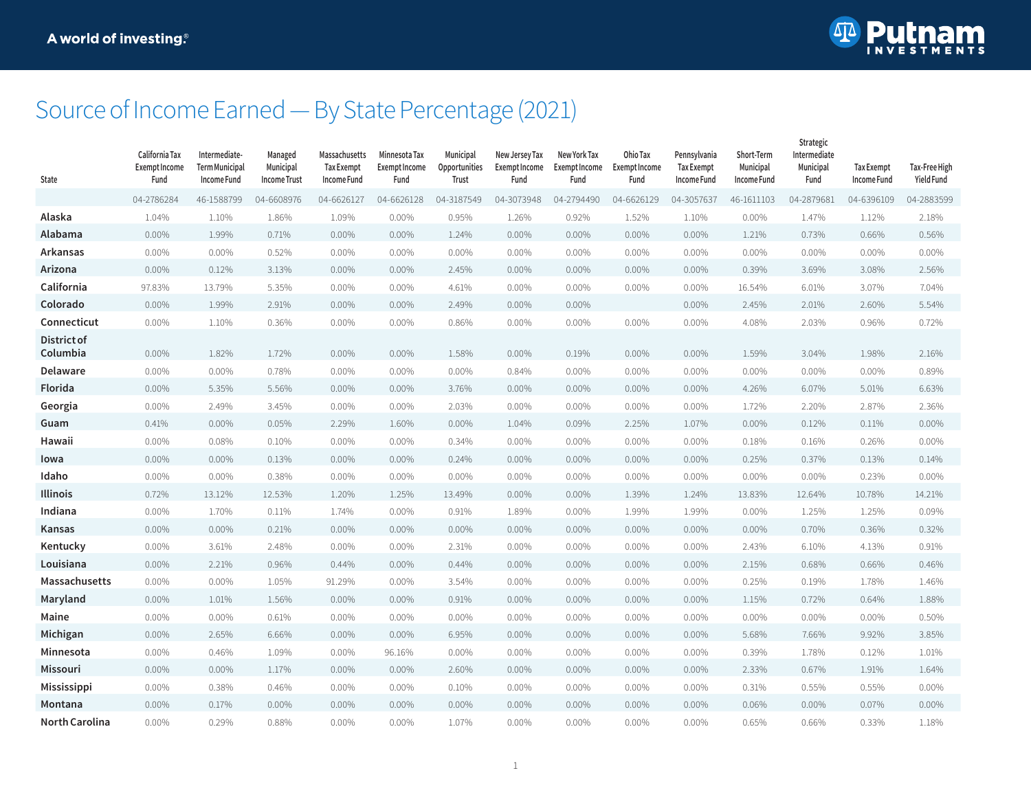A world of investing.®

Putnam INVESTMENTS

# Source of Income Earned — By State Percentage (2021)

| State | California Tax Exempt Income Fund | Intermediate-Term Municipal Income Fund | Managed Municipal Income Trust | Massachusetts Tax Exempt Income Fund | Minnesota Tax Exempt Income Fund | Municipal Opportunities Trust | New Jersey Tax Exempt Income Fund | New York Tax Exempt Income Fund | Ohio Tax Exempt Income Fund | Pennsylvania Tax Exempt Income Fund | Short-Term Municipal Income Fund | Strategic Intermediate Municipal Fund | Tax Exempt Income Fund | Tax-Free High Yield Fund |
|---|---|---|---|---|---|---|---|---|---|---|---|---|---|---|
| | 04-2786284 | 46-1588799 | 04-6608976 | 04-6626127 | 04-6626128 | 04-3187549 | 04-3073948 | 04-2794490 | 04-6626129 | 04-3057637 | 46-1611103 | 04-2879681 | 04-6396109 | 04-2883599 |
| **Alaska** | 1.04% | 1.10% | 1.86% | 1.09% | 0.00% | 0.95% | 1.26% | 0.92% | 1.52% | 1.10% | 0.00% | 1.47% | 1.12% | 2.18% |
| **Alabama** | 0.00% | 1.99% | 0.71% | 0.00% | 0.00% | 1.24% | 0.00% | 0.00% | 0.00% | 0.00% | 1.21% | 0.73% | 0.66% | 0.56% |
| **Arkansas** | 0.00% | 0.00% | 0.52% | 0.00% | 0.00% | 0.00% | 0.00% | 0.00% | 0.00% | 0.00% | 0.00% | 0.00% | 0.00% | 0.00% |
| **Arizona** | 0.00% | 0.12% | 3.13% | 0.00% | 0.00% | 2.45% | 0.00% | 0.00% | 0.00% | 0.00% | 0.39% | 3.69% | 3.08% | 2.56% |
| **California** | 97.83% | 13.79% | 5.35% | 0.00% | 0.00% | 4.61% | 0.00% | 0.00% | 0.00% | 0.00% | 16.54% | 6.01% | 3.07% | 7.04% |
| **Colorado** | 0.00% | 1.99% | 2.91% | 0.00% | 0.00% | 2.49% | 0.00% | 0.00% | | 0.00% | 2.45% | 2.01% | 2.60% | 5.54% |
| **Connecticut** | 0.00% | 1.10% | 0.36% | 0.00% | 0.00% | 0.86% | 0.00% | 0.00% | 0.00% | 0.00% | 4.08% | 2.03% | 0.96% | 0.72% |
| **District of Columbia** | 0.00% | 1.82% | 1.72% | 0.00% | 0.00% | 1.58% | 0.00% | 0.19% | 0.00% | 0.00% | 1.59% | 3.04% | 1.98% | 2.16% |
| **Delaware** | 0.00% | 0.00% | 0.78% | 0.00% | 0.00% | 0.00% | 0.84% | 0.00% | 0.00% | 0.00% | 0.00% | 0.00% | 0.00% | 0.89% |
| **Florida** | 0.00% | 5.35% | 5.56% | 0.00% | 0.00% | 3.76% | 0.00% | 0.00% | 0.00% | 0.00% | 4.26% | 6.07% | 5.01% | 6.63% |
| **Georgia** | 0.00% | 2.49% | 3.45% | 0.00% | 0.00% | 2.03% | 0.00% | 0.00% | 0.00% | 0.00% | 1.72% | 2.20% | 2.87% | 2.36% |
| **Guam** | 0.41% | 0.00% | 0.05% | 2.29% | 1.60% | 0.00% | 1.04% | 0.09% | 2.25% | 1.07% | 0.00% | 0.12% | 0.11% | 0.00% |
| **Hawaii** | 0.00% | 0.08% | 0.10% | 0.00% | 0.00% | 0.34% | 0.00% | 0.00% | 0.00% | 0.00% | 0.18% | 0.16% | 0.26% | 0.00% |
| **Iowa** | 0.00% | 0.00% | 0.13% | 0.00% | 0.00% | 0.24% | 0.00% | 0.00% | 0.00% | 0.00% | 0.25% | 0.37% | 0.13% | 0.14% |
| **Idaho** | 0.00% | 0.00% | 0.38% | 0.00% | 0.00% | 0.00% | 0.00% | 0.00% | 0.00% | 0.00% | 0.00% | 0.00% | 0.23% | 0.00% |
| **Illinois** | 0.72% | 13.12% | 12.53% | 1.20% | 1.25% | 13.49% | 0.00% | 0.00% | 1.39% | 1.24% | 13.83% | 12.64% | 10.78% | 14.21% |
| **Indiana** | 0.00% | 1.70% | 0.11% | 1.74% | 0.00% | 0.91% | 1.89% | 0.00% | 1.99% | 1.99% | 0.00% | 1.25% | 1.25% | 0.09% |
| **Kansas** | 0.00% | 0.00% | 0.21% | 0.00% | 0.00% | 0.00% | 0.00% | 0.00% | 0.00% | 0.00% | 0.00% | 0.70% | 0.36% | 0.32% |
| **Kentucky** | 0.00% | 3.61% | 2.48% | 0.00% | 0.00% | 2.31% | 0.00% | 0.00% | 0.00% | 0.00% | 2.43% | 6.10% | 4.13% | 0.91% |
| **Louisiana** | 0.00% | 2.21% | 0.96% | 0.44% | 0.00% | 0.44% | 0.00% | 0.00% | 0.00% | 0.00% | 2.15% | 0.68% | 0.66% | 0.46% |
| **Massachusetts** | 0.00% | 0.00% | 1.05% | 91.29% | 0.00% | 3.54% | 0.00% | 0.00% | 0.00% | 0.00% | 0.25% | 0.19% | 1.78% | 1.46% |
| **Maryland** | 0.00% | 1.01% | 1.56% | 0.00% | 0.00% | 0.91% | 0.00% | 0.00% | 0.00% | 0.00% | 1.15% | 0.72% | 0.64% | 1.88% |
| **Maine** | 0.00% | 0.00% | 0.61% | 0.00% | 0.00% | 0.00% | 0.00% | 0.00% | 0.00% | 0.00% | 0.00% | 0.00% | 0.00% | 0.50% |
| **Michigan** | 0.00% | 2.65% | 6.66% | 0.00% | 0.00% | 6.95% | 0.00% | 0.00% | 0.00% | 0.00% | 5.68% | 7.66% | 9.92% | 3.85% |
| **Minnesota** | 0.00% | 0.46% | 1.09% | 0.00% | 96.16% | 0.00% | 0.00% | 0.00% | 0.00% | 0.00% | 0.39% | 1.78% | 0.12% | 1.01% |
| **Missouri** | 0.00% | 0.00% | 1.17% | 0.00% | 0.00% | 2.60% | 0.00% | 0.00% | 0.00% | 0.00% | 2.33% | 0.67% | 1.91% | 1.64% |
| **Mississippi** | 0.00% | 0.38% | 0.46% | 0.00% | 0.00% | 0.10% | 0.00% | 0.00% | 0.00% | 0.00% | 0.31% | 0.55% | 0.55% | 0.00% |
| **Montana** | 0.00% | 0.17% | 0.00% | 0.00% | 0.00% | 0.00% | 0.00% | 0.00% | 0.00% | 0.00% | 0.06% | 0.00% | 0.07% | 0.00% |
| **North Carolina** | 0.00% | 0.29% | 0.88% | 0.00% | 0.00% | 1.07% | 0.00% | 0.00% | 0.00% | 0.00% | 0.65% | 0.66% | 0.33% | 1.18% |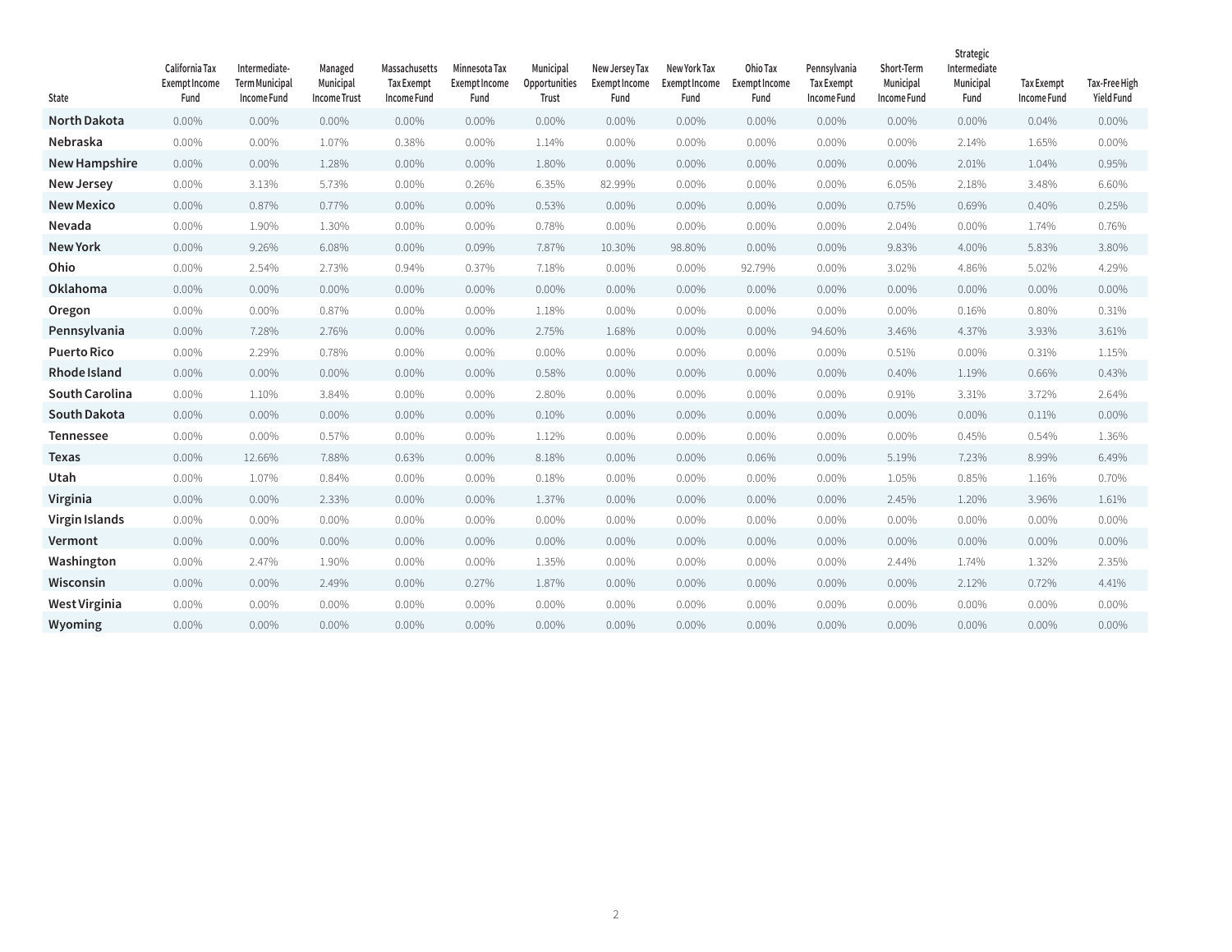| State | California Tax Exempt Income Fund | Intermediate-Term Municipal Income Fund | Managed Municipal Income Trust | Massachusetts Tax Exempt Income Fund | Minnesota Tax Exempt Income Fund | Municipal Opportunities Trust | New Jersey Tax Exempt Income Fund | New York Tax Exempt Income Fund | Ohio Tax Exempt Income Fund | Pennsylvania Tax Exempt Income Fund | Short-Term Municipal Income Fund | Strategic Intermediate Municipal Fund | Tax Exempt Income Fund | Tax-Free High Yield Fund |
|---|---|---|---|---|---|---|---|---|---|---|---|---|---|---|
| **North Dakota** | 0.00% | 0.00% | 0.00% | 0.00% | 0.00% | 0.00% | 0.00% | 0.00% | 0.00% | 0.00% | 0.00% | 0.00% | 0.04% | 0.00% |
| **Nebraska** | 0.00% | 0.00% | 1.07% | 0.38% | 0.00% | 1.14% | 0.00% | 0.00% | 0.00% | 0.00% | 0.00% | 2.14% | 1.65% | 0.00% |
| **New Hampshire** | 0.00% | 0.00% | 1.28% | 0.00% | 0.00% | 1.80% | 0.00% | 0.00% | 0.00% | 0.00% | 0.00% | 2.01% | 1.04% | 0.95% |
| **New Jersey** | 0.00% | 3.13% | 5.73% | 0.00% | 0.26% | 6.35% | 82.99% | 0.00% | 0.00% | 0.00% | 6.05% | 2.18% | 3.48% | 6.60% |
| **New Mexico** | 0.00% | 0.87% | 0.77% | 0.00% | 0.00% | 0.53% | 0.00% | 0.00% | 0.00% | 0.00% | 0.75% | 0.69% | 0.40% | 0.25% |
| **Nevada** | 0.00% | 1.90% | 1.30% | 0.00% | 0.00% | 0.78% | 0.00% | 0.00% | 0.00% | 0.00% | 2.04% | 0.00% | 1.74% | 0.76% |
| **New York** | 0.00% | 9.26% | 6.08% | 0.00% | 0.09% | 7.87% | 10.30% | 98.80% | 0.00% | 0.00% | 9.83% | 4.00% | 5.83% | 3.80% |
| **Ohio** | 0.00% | 2.54% | 2.73% | 0.94% | 0.37% | 7.18% | 0.00% | 0.00% | 92.79% | 0.00% | 3.02% | 4.86% | 5.02% | 4.29% |
| **Oklahoma** | 0.00% | 0.00% | 0.00% | 0.00% | 0.00% | 0.00% | 0.00% | 0.00% | 0.00% | 0.00% | 0.00% | 0.00% | 0.00% | 0.00% |
| **Oregon** | 0.00% | 0.00% | 0.87% | 0.00% | 0.00% | 1.18% | 0.00% | 0.00% | 0.00% | 0.00% | 0.00% | 0.16% | 0.80% | 0.31% |
| **Pennsylvania** | 0.00% | 7.28% | 2.76% | 0.00% | 0.00% | 2.75% | 1.68% | 0.00% | 0.00% | 94.60% | 3.46% | 4.37% | 3.93% | 3.61% |
| **Puerto Rico** | 0.00% | 2.29% | 0.78% | 0.00% | 0.00% | 0.00% | 0.00% | 0.00% | 0.00% | 0.00% | 0.51% | 0.00% | 0.31% | 1.15% |
| **Rhode Island** | 0.00% | 0.00% | 0.00% | 0.00% | 0.00% | 0.58% | 0.00% | 0.00% | 0.00% | 0.00% | 0.40% | 1.19% | 0.66% | 0.43% |
| **South Carolina** | 0.00% | 1.10% | 3.84% | 0.00% | 0.00% | 2.80% | 0.00% | 0.00% | 0.00% | 0.00% | 0.91% | 3.31% | 3.72% | 2.64% |
| **South Dakota** | 0.00% | 0.00% | 0.00% | 0.00% | 0.00% | 0.10% | 0.00% | 0.00% | 0.00% | 0.00% | 0.00% | 0.00% | 0.11% | 0.00% |
| **Tennessee** | 0.00% | 0.00% | 0.57% | 0.00% | 0.00% | 1.12% | 0.00% | 0.00% | 0.00% | 0.00% | 0.00% | 0.45% | 0.54% | 1.36% |
| **Texas** | 0.00% | 12.66% | 7.88% | 0.63% | 0.00% | 8.18% | 0.00% | 0.00% | 0.06% | 0.00% | 5.19% | 7.23% | 8.99% | 6.49% |
| **Utah** | 0.00% | 1.07% | 0.84% | 0.00% | 0.00% | 0.18% | 0.00% | 0.00% | 0.00% | 0.00% | 1.05% | 0.85% | 1.16% | 0.70% |
| **Virginia** | 0.00% | 0.00% | 2.33% | 0.00% | 0.00% | 1.37% | 0.00% | 0.00% | 0.00% | 0.00% | 2.45% | 1.20% | 3.96% | 1.61% |
| **Virgin Islands** | 0.00% | 0.00% | 0.00% | 0.00% | 0.00% | 0.00% | 0.00% | 0.00% | 0.00% | 0.00% | 0.00% | 0.00% | 0.00% | 0.00% |
| **Vermont** | 0.00% | 0.00% | 0.00% | 0.00% | 0.00% | 0.00% | 0.00% | 0.00% | 0.00% | 0.00% | 0.00% | 0.00% | 0.00% | 0.00% |
| **Washington** | 0.00% | 2.47% | 1.90% | 0.00% | 0.00% | 1.35% | 0.00% | 0.00% | 0.00% | 0.00% | 2.44% | 1.74% | 1.32% | 2.35% |
| **Wisconsin** | 0.00% | 0.00% | 2.49% | 0.00% | 0.27% | 1.87% | 0.00% | 0.00% | 0.00% | 0.00% | 0.00% | 2.12% | 0.72% | 4.41% |
| **West Virginia** | 0.00% | 0.00% | 0.00% | 0.00% | 0.00% | 0.00% | 0.00% | 0.00% | 0.00% | 0.00% | 0.00% | 0.00% | 0.00% | 0.00% |
| **Wyoming** | 0.00% | 0.00% | 0.00% | 0.00% | 0.00% | 0.00% | 0.00% | 0.00% | 0.00% | 0.00% | 0.00% | 0.00% | 0.00% | 0.00% |